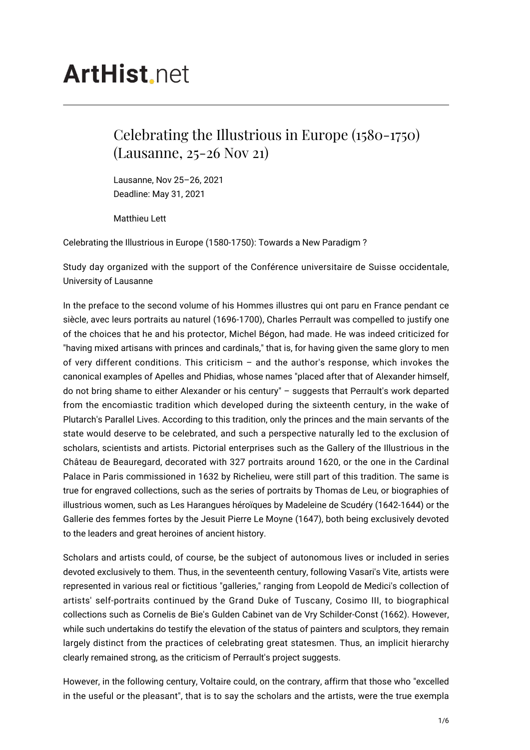# ArtHist.net

## Celebrating the Illustrious in Europe (1580-1750) (Lausanne, 25-26 Nov 21)

Lausanne, Nov 25–26, 2021
Deadline: May 31, 2021

Matthieu Lett

Celebrating the Illustrious in Europe (1580-1750): Towards a New Paradigm ?

Study day organized with the support of the Conférence universitaire de Suisse occidentale, University of Lausanne

In the preface to the second volume of his Hommes illustres qui ont paru en France pendant ce siècle, avec leurs portraits au naturel (1696-1700), Charles Perrault was compelled to justify one of the choices that he and his protector, Michel Bégon, had made. He was indeed criticized for "having mixed artisans with princes and cardinals," that is, for having given the same glory to men of very different conditions. This criticism – and the author's response, which invokes the canonical examples of Apelles and Phidias, whose names "placed after that of Alexander himself, do not bring shame to either Alexander or his century" – suggests that Perrault's work departed from the encomiastic tradition which developed during the sixteenth century, in the wake of Plutarch's Parallel Lives. According to this tradition, only the princes and the main servants of the state would deserve to be celebrated, and such a perspective naturally led to the exclusion of scholars, scientists and artists. Pictorial enterprises such as the Gallery of the Illustrious in the Château de Beauregard, decorated with 327 portraits around 1620, or the one in the Cardinal Palace in Paris commissioned in 1632 by Richelieu, were still part of this tradition. The same is true for engraved collections, such as the series of portraits by Thomas de Leu, or biographies of illustrious women, such as Les Harangues héroïques by Madeleine de Scudéry (1642-1644) or the Gallerie des femmes fortes by the Jesuit Pierre Le Moyne (1647), both being exclusively devoted to the leaders and great heroines of ancient history.

Scholars and artists could, of course, be the subject of autonomous lives or included in series devoted exclusively to them. Thus, in the seventeenth century, following Vasari's Vite, artists were represented in various real or fictitious "galleries," ranging from Leopold de Medici's collection of artists' self-portraits continued by the Grand Duke of Tuscany, Cosimo III, to biographical collections such as Cornelis de Bie's Gulden Cabinet van de Vry Schilder-Const (1662). However, while such undertakins do testify the elevation of the status of painters and sculptors, they remain largely distinct from the practices of celebrating great statesmen. Thus, an implicit hierarchy clearly remained strong, as the criticism of Perrault's project suggests.

However, in the following century, Voltaire could, on the contrary, affirm that those who "excelled in the useful or the pleasant", that is to say the scholars and the artists, were the true exempla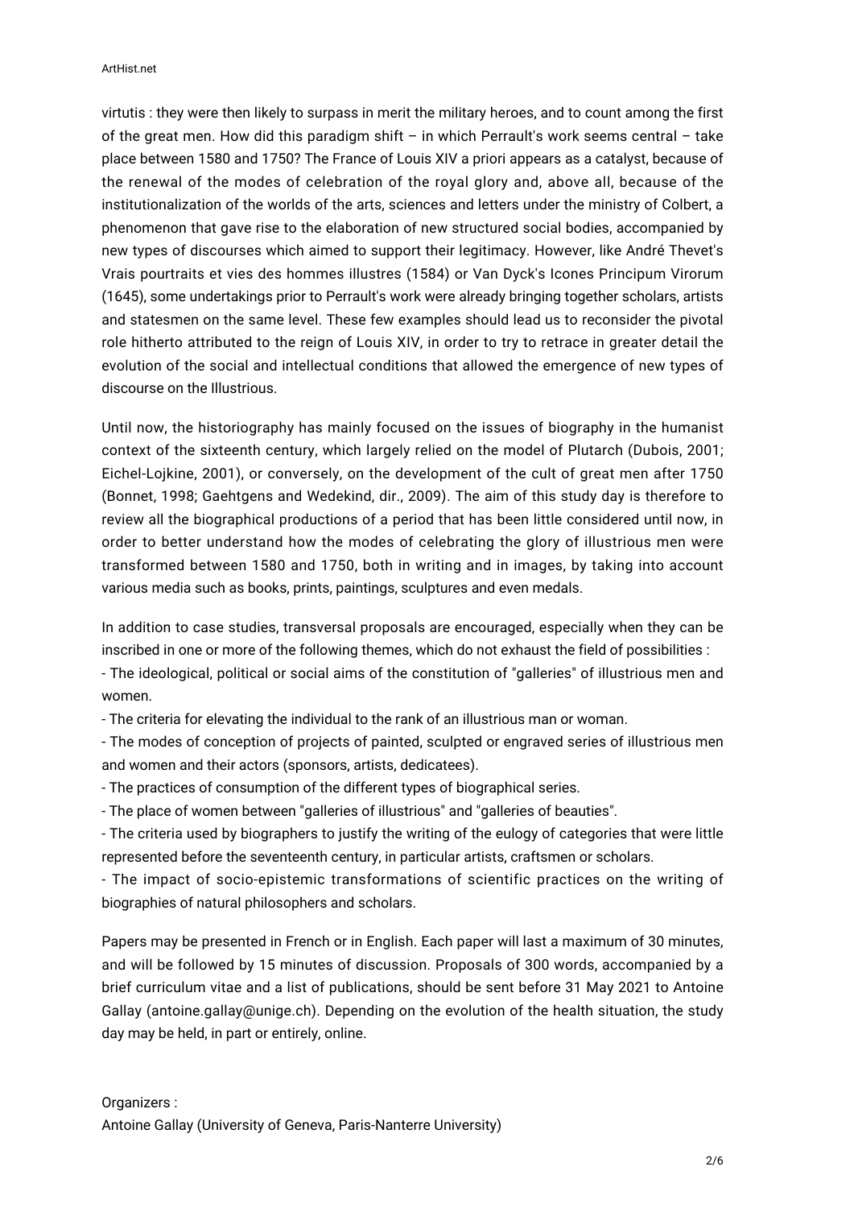virtutis : they were then likely to surpass in merit the military heroes, and to count among the first of the great men. How did this paradigm shift – in which Perrault's work seems central – take place between 1580 and 1750? The France of Louis XIV a priori appears as a catalyst, because of the renewal of the modes of celebration of the royal glory and, above all, because of the institutionalization of the worlds of the arts, sciences and letters under the ministry of Colbert, a phenomenon that gave rise to the elaboration of new structured social bodies, accompanied by new types of discourses which aimed to support their legitimacy. However, like André Thevet's Vrais pourtraits et vies des hommes illustres (1584) or Van Dyck's Icones Principum Virorum (1645), some undertakings prior to Perrault's work were already bringing together scholars, artists and statesmen on the same level. These few examples should lead us to reconsider the pivotal role hitherto attributed to the reign of Louis XIV, in order to try to retrace in greater detail the evolution of the social and intellectual conditions that allowed the emergence of new types of discourse on the Illustrious.

Until now, the historiography has mainly focused on the issues of biography in the humanist context of the sixteenth century, which largely relied on the model of Plutarch (Dubois, 2001; Eichel-Lojkine, 2001), or conversely, on the development of the cult of great men after 1750 (Bonnet, 1998; Gaehtgens and Wedekind, dir., 2009). The aim of this study day is therefore to review all the biographical productions of a period that has been little considered until now, in order to better understand how the modes of celebrating the glory of illustrious men were transformed between 1580 and 1750, both in writing and in images, by taking into account various media such as books, prints, paintings, sculptures and even medals.

In addition to case studies, transversal proposals are encouraged, especially when they can be inscribed in one or more of the following themes, which do not exhaust the field of possibilities :

- The ideological, political or social aims of the constitution of "galleries" of illustrious men and women.
- The criteria for elevating the individual to the rank of an illustrious man or woman.
- The modes of conception of projects of painted, sculpted or engraved series of illustrious men and women and their actors (sponsors, artists, dedicatees).
- The practices of consumption of the different types of biographical series.
- The place of women between "galleries of illustrious" and "galleries of beauties".
- The criteria used by biographers to justify the writing of the eulogy of categories that were little represented before the seventeenth century, in particular artists, craftsmen or scholars.
- The impact of socio-epistemic transformations of scientific practices on the writing of biographies of natural philosophers and scholars.

Papers may be presented in French or in English. Each paper will last a maximum of 30 minutes, and will be followed by 15 minutes of discussion. Proposals of 300 words, accompanied by a brief curriculum vitae and a list of publications, should be sent before 31 May 2021 to Antoine Gallay (antoine.gallay@unige.ch). Depending on the evolution of the health situation, the study day may be held, in part or entirely, online.

Organizers :

Antoine Gallay (University of Geneva, Paris-Nanterre University)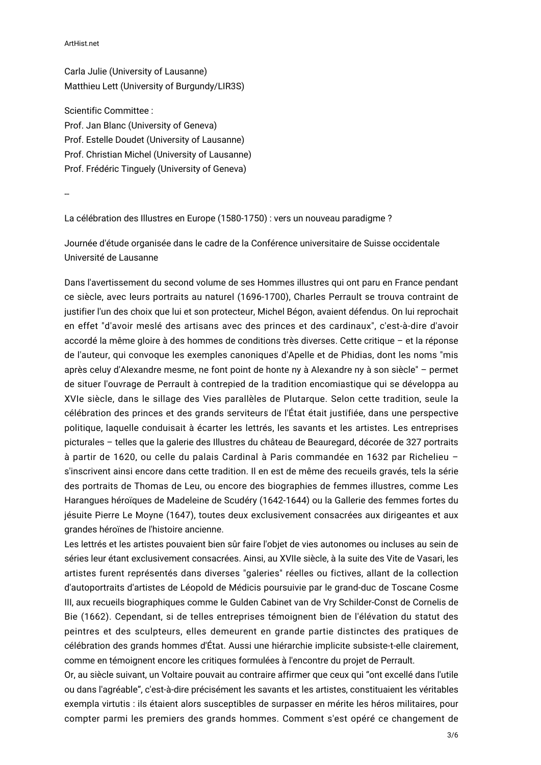Carla Julie (University of Lausanne)
Matthieu Lett (University of Burgundy/LIR3S)

Scientific Committee :
Prof. Jan Blanc (University of Geneva)
Prof. Estelle Doudet (University of Lausanne)
Prof. Christian Michel (University of Lausanne)
Prof. Frédéric Tinguely (University of Geneva)

--

La célébration des Illustres en Europe (1580-1750) : vers un nouveau paradigme ?

Journée d'étude organisée dans le cadre de la Conférence universitaire de Suisse occidentale
Université de Lausanne

Dans l'avertissement du second volume de ses Hommes illustres qui ont paru en France pendant ce siècle, avec leurs portraits au naturel (1696-1700), Charles Perrault se trouva contraint de justifier l'un des choix que lui et son protecteur, Michel Bégon, avaient défendus. On lui reprochait en effet "d'avoir meslé des artisans avec des princes et des cardinaux", c'est-à-dire d'avoir accordé la même gloire à des hommes de conditions très diverses. Cette critique – et la réponse de l'auteur, qui convoque les exemples canoniques d'Apelle et de Phidias, dont les noms "mis après celuy d'Alexandre mesme, ne font point de honte ny à Alexandre ny à son siècle" – permet de situer l'ouvrage de Perrault à contrepied de la tradition encomiastique qui se développa au XVIe siècle, dans le sillage des Vies parallèles de Plutarque. Selon cette tradition, seule la célébration des princes et des grands serviteurs de l'État était justifiée, dans une perspective politique, laquelle conduisait à écarter les lettrés, les savants et les artistes. Les entreprises picturales – telles que la galerie des Illustres du château de Beauregard, décorée de 327 portraits à partir de 1620, ou celle du palais Cardinal à Paris commandée en 1632 par Richelieu – s'inscrivent ainsi encore dans cette tradition. Il en est de même des recueils gravés, tels la série des portraits de Thomas de Leu, ou encore des biographies de femmes illustres, comme Les Harangues héroïques de Madeleine de Scudéry (1642-1644) ou la Gallerie des femmes fortes du jésuite Pierre Le Moyne (1647), toutes deux exclusivement consacrées aux dirigeantes et aux grandes héroïnes de l'histoire ancienne.
Les lettrés et les artistes pouvaient bien sûr faire l'objet de vies autonomes ou incluses au sein de séries leur étant exclusivement consacrées. Ainsi, au XVIIe siècle, à la suite des Vite de Vasari, les artistes furent représentés dans diverses "galeries" réelles ou fictives, allant de la collection d'autoportraits d'artistes de Léopold de Médicis poursuivie par le grand-duc de Toscane Cosme III, aux recueils biographiques comme le Gulden Cabinet van de Vry Schilder-Const de Cornelis de Bie (1662). Cependant, si de telles entreprises témoignent bien de l'élévation du statut des peintres et des sculpteurs, elles demeurent en grande partie distinctes des pratiques de célébration des grands hommes d'État. Aussi une hiérarchie implicite subsiste-t-elle clairement, comme en témoignent encore les critiques formulées à l'encontre du projet de Perrault.
Or, au siècle suivant, un Voltaire pouvait au contraire affirmer que ceux qui "ont excellé dans l'utile ou dans l'agréable", c'est-à-dire précisément les savants et les artistes, constituaient les véritables exempla virtutis : ils étaient alors susceptibles de surpasser en mérite les héros militaires, pour compter parmi les premiers des grands hommes. Comment s'est opéré ce changement de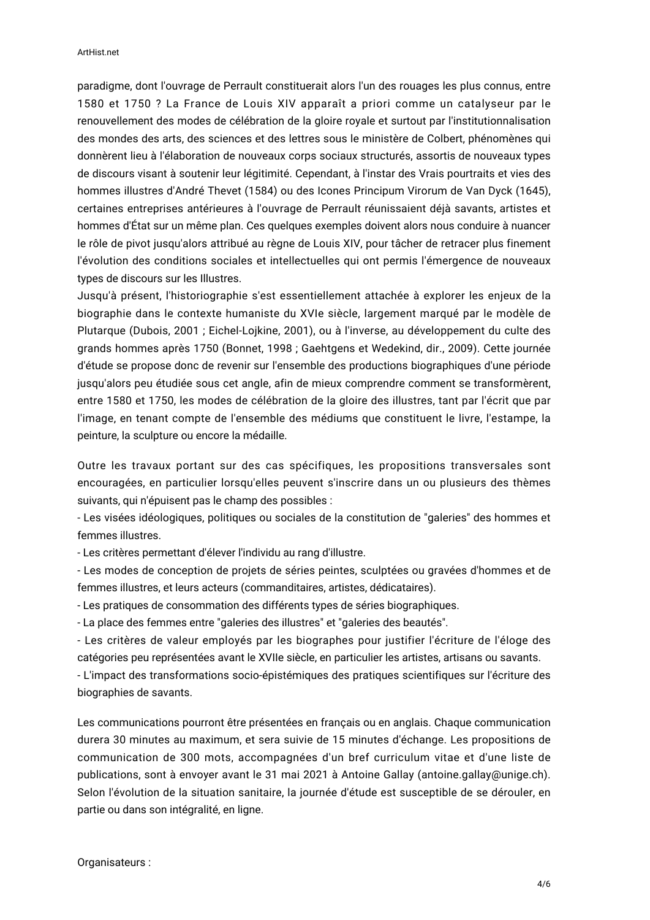paradigme, dont l'ouvrage de Perrault constituerait alors l'un des rouages les plus connus, entre 1580 et 1750 ? La France de Louis XIV apparaît a priori comme un catalyseur par le renouvellement des modes de célébration de la gloire royale et surtout par l'institutionnalisation des mondes des arts, des sciences et des lettres sous le ministère de Colbert, phénomènes qui donnèrent lieu à l'élaboration de nouveaux corps sociaux structurés, assortis de nouveaux types de discours visant à soutenir leur légitimité. Cependant, à l'instar des Vrais pourtraits et vies des hommes illustres d'André Thevet (1584) ou des Icones Principum Virorum de Van Dyck (1645), certaines entreprises antérieures à l'ouvrage de Perrault réunissaient déjà savants, artistes et hommes d'État sur un même plan. Ces quelques exemples doivent alors nous conduire à nuancer le rôle de pivot jusqu'alors attribué au règne de Louis XIV, pour tâcher de retracer plus finement l'évolution des conditions sociales et intellectuelles qui ont permis l'émergence de nouveaux types de discours sur les Illustres.
Jusqu'à présent, l'historiographie s'est essentiellement attachée à explorer les enjeux de la biographie dans le contexte humaniste du XVIe siècle, largement marqué par le modèle de Plutarque (Dubois, 2001 ; Eichel-Lojkine, 2001), ou à l'inverse, au développement du culte des grands hommes après 1750 (Bonnet, 1998 ; Gaehtgens et Wedekind, dir., 2009). Cette journée d'étude se propose donc de revenir sur l'ensemble des productions biographiques d'une période jusqu'alors peu étudiée sous cet angle, afin de mieux comprendre comment se transformèrent, entre 1580 et 1750, les modes de célébration de la gloire des illustres, tant par l'écrit que par l'image, en tenant compte de l'ensemble des médiums que constituent le livre, l'estampe, la peinture, la sculpture ou encore la médaille.

Outre les travaux portant sur des cas spécifiques, les propositions transversales sont encouragées, en particulier lorsqu'elles peuvent s'inscrire dans un ou plusieurs des thèmes suivants, qui n'épuisent pas le champ des possibles :
- Les visées idéologiques, politiques ou sociales de la constitution de "galeries" des hommes et femmes illustres.
- Les critères permettant d'élever l'individu au rang d'illustre.
- Les modes de conception de projets de séries peintes, sculptées ou gravées d'hommes et de femmes illustres, et leurs acteurs (commanditaires, artistes, dédicataires).
- Les pratiques de consommation des différents types de séries biographiques.
- La place des femmes entre "galeries des illustres" et "galeries des beautés".
- Les critères de valeur employés par les biographes pour justifier l'écriture de l'éloge des catégories peu représentées avant le XVIIe siècle, en particulier les artistes, artisans ou savants.
- L'impact des transformations socio-épistémiques des pratiques scientifiques sur l'écriture des biographies de savants.

Les communications pourront être présentées en français ou en anglais. Chaque communication durera 30 minutes au maximum, et sera suivie de 15 minutes d'échange. Les propositions de communication de 300 mots, accompagnées d'un bref curriculum vitae et d'une liste de publications, sont à envoyer avant le 31 mai 2021 à Antoine Gallay (antoine.gallay@unige.ch). Selon l'évolution de la situation sanitaire, la journée d'étude est susceptible de se dérouler, en partie ou dans son intégralité, en ligne.

Organisateurs :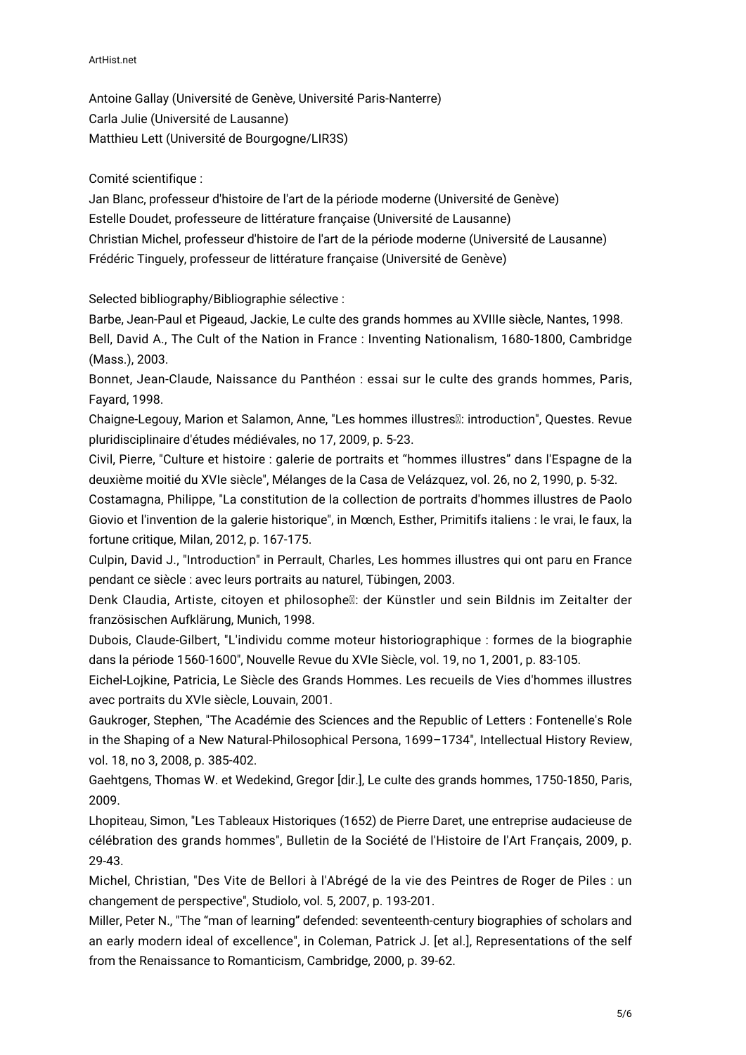Antoine Gallay (Université de Genève, Université Paris-Nanterre)
Carla Julie (Université de Lausanne)
Matthieu Lett (Université de Bourgogne/LIR3S)

Comité scientifique :
Jan Blanc, professeur d'histoire de l'art de la période moderne (Université de Genève)
Estelle Doudet, professeure de littérature française (Université de Lausanne)
Christian Michel, professeur d'histoire de l'art de la période moderne (Université de Lausanne)
Frédéric Tinguely, professeur de littérature française (Université de Genève)

Selected bibliography/Bibliographie sélective :
Barbe, Jean-Paul et Pigeaud, Jackie, Le culte des grands hommes au XVIIIe siècle, Nantes, 1998.
Bell, David A., The Cult of the Nation in France : Inventing Nationalism, 1680-1800, Cambridge (Mass.), 2003.
Bonnet, Jean-Claude, Naissance du Panthéon : essai sur le culte des grands hommes, Paris, Fayard, 1998.
Chaigne-Legouy, Marion et Salamon, Anne, "Les hommes illustres : introduction", Questes. Revue pluridisciplinaire d'études médiévales, no 17, 2009, p. 5-23.
Civil, Pierre, "Culture et histoire : galerie de portraits et “hommes illustres” dans l'Espagne de la deuxième moitié du XVIe siècle", Mélanges de la Casa de Velázquez, vol. 26, no 2, 1990, p. 5-32.
Costamagna, Philippe, "La constitution de la collection de portraits d'hommes illustres de Paolo Giovio et l'invention de la galerie historique", in Mœnch, Esther, Primitifs italiens : le vrai, le faux, la fortune critique, Milan, 2012, p. 167-175.
Culpin, David J., "Introduction" in Perrault, Charles, Les hommes illustres qui ont paru en France pendant ce siècle : avec leurs portraits au naturel, Tübingen, 2003.
Denk Claudia, Artiste, citoyen et philosophe : der Künstler und sein Bildnis im Zeitalter der französischen Aufklärung, Munich, 1998.
Dubois, Claude-Gilbert, "L'individu comme moteur historiographique : formes de la biographie dans la période 1560-1600", Nouvelle Revue du XVIe Siècle, vol. 19, no 1, 2001, p. 83-105.
Eichel-Lojkine, Patricia, Le Siècle des Grands Hommes. Les recueils de Vies d'hommes illustres avec portraits du XVIe siècle, Louvain, 2001.
Gaukroger, Stephen, "The Académie des Sciences and the Republic of Letters : Fontenelle's Role in the Shaping of a New Natural-Philosophical Persona, 1699–1734", Intellectual History Review, vol. 18, no 3, 2008, p. 385-402.
Gaehtgens, Thomas W. et Wedekind, Gregor [dir.], Le culte des grands hommes, 1750-1850, Paris, 2009.
Lhopiteau, Simon, "Les Tableaux Historiques (1652) de Pierre Daret, une entreprise audacieuse de célébration des grands hommes", Bulletin de la Société de l'Histoire de l'Art Français, 2009, p. 29-43.
Michel, Christian, "Des Vite de Bellori à l'Abrégé de la vie des Peintres de Roger de Piles : un changement de perspective", Studiolo, vol. 5, 2007, p. 193-201.
Miller, Peter N., "The “man of learning” defended: seventeenth-century biographies of scholars and an early modern ideal of excellence", in Coleman, Patrick J. [et al.], Representations of the self from the Renaissance to Romanticism, Cambridge, 2000, p. 39-62.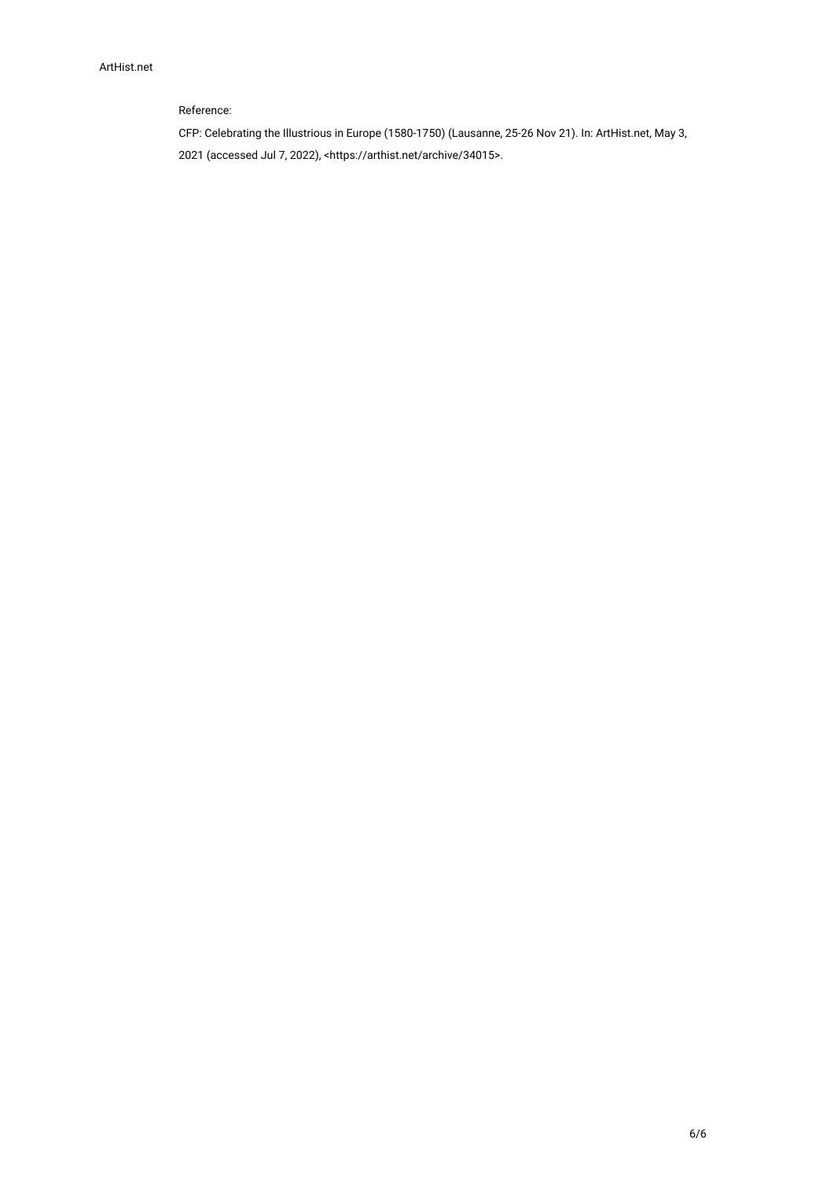Reference:

CFP: Celebrating the Illustrious in Europe (1580-1750) (Lausanne, 25-26 Nov 21). In: ArtHist.net, May 3, 2021 (accessed Jul 7, 2022), <https://arthist.net/archive/34015>.